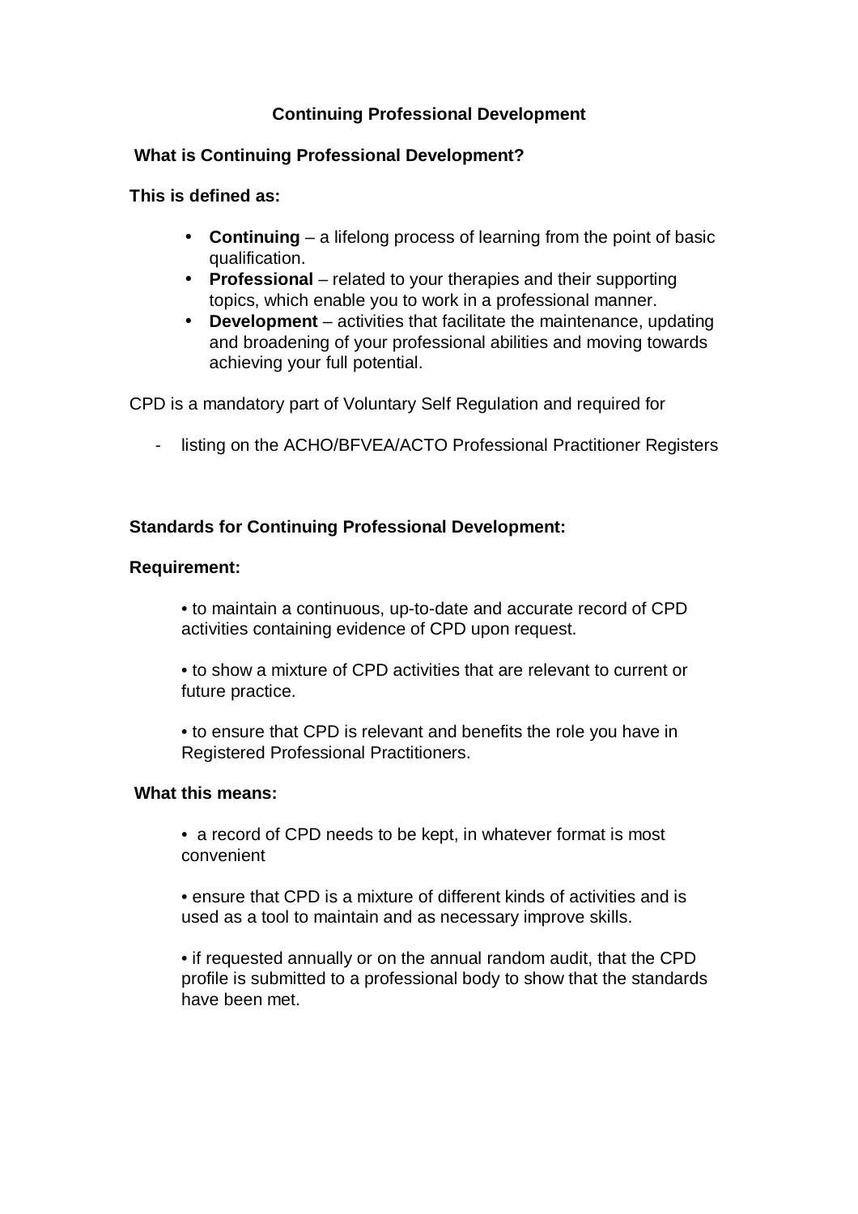# Continuing Professional Development

## What is Continuing Professional Development?

**This is defined as:**

- **Continuing** – a lifelong process of learning from the point of basic qualification.
- **Professional** – related to your therapies and their supporting topics, which enable you to work in a professional manner.
- **Development** – activities that facilitate the maintenance, updating and broadening of your professional abilities and moving towards achieving your full potential.

CPD is a mandatory part of Voluntary Self Regulation and required for

- listing on the ACHO/BFVEA/ACTO Professional Practitioner Registers

## Standards for Continuing Professional Development:

**Requirement:**

• to maintain a continuous, up-to-date and accurate record of CPD activities containing evidence of CPD upon request.

• to show a mixture of CPD activities that are relevant to current or future practice.

• to ensure that CPD is relevant and benefits the role you have in Registered Professional Practitioners.

**What this means:**

• a record of CPD needs to be kept, in whatever format is most convenient

• ensure that CPD is a mixture of different kinds of activities and is used as a tool to maintain and as necessary improve skills.

• if requested annually or on the annual random audit, that the CPD profile is submitted to a professional body to show that the standards have been met.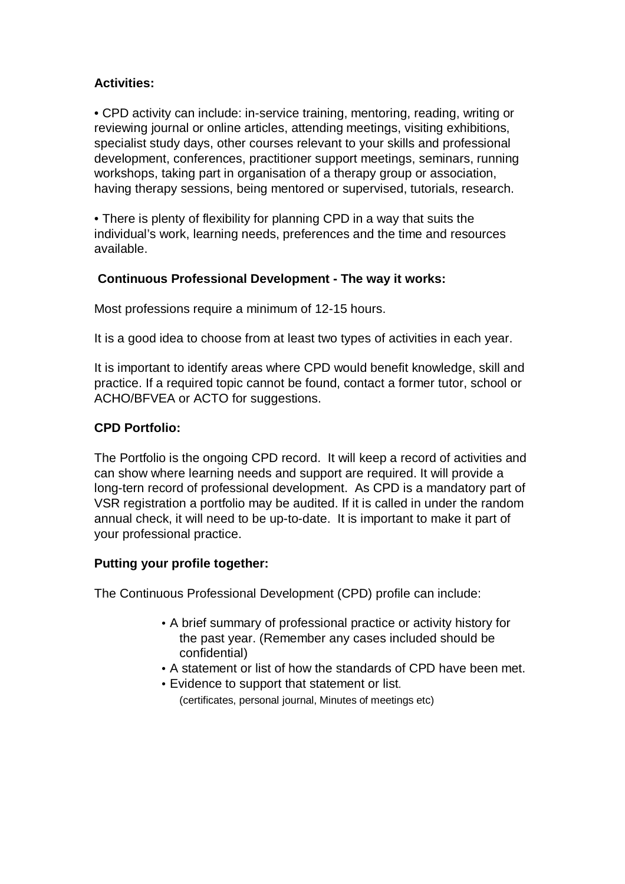**Activities:**

• CPD activity can include: in-service training, mentoring, reading, writing or reviewing journal or online articles, attending meetings, visiting exhibitions, specialist study days, other courses relevant to your skills and professional development, conferences, practitioner support meetings, seminars, running workshops, taking part in organisation of a therapy group or association, having therapy sessions, being mentored or supervised, tutorials, research.

• There is plenty of flexibility for planning CPD in a way that suits the individual's work, learning needs, preferences and the time and resources available.

**Continuous Professional Development - The way it works:**

Most professions require a minimum of 12-15 hours.

It is a good idea to choose from at least two types of activities in each year.

It is important to identify areas where CPD would benefit knowledge, skill and practice. If a required topic cannot be found, contact a former tutor, school or ACHO/BFVEA or ACTO for suggestions.

**CPD Portfolio:**

The Portfolio is the ongoing CPD record. It will keep a record of activities and can show where learning needs and support are required. It will provide a long-tern record of professional development. As CPD is a mandatory part of VSR registration a portfolio may be audited. If it is called in under the random annual check, it will need to be up-to-date. It is important to make it part of your professional practice.

**Putting your profile together:**

The Continuous Professional Development (CPD) profile can include:

- A brief summary of professional practice or activity history for the past year. (Remember any cases included should be confidential)
- A statement or list of how the standards of CPD have been met.
- Evidence to support that statement or list. (certificates, personal journal, Minutes of meetings etc)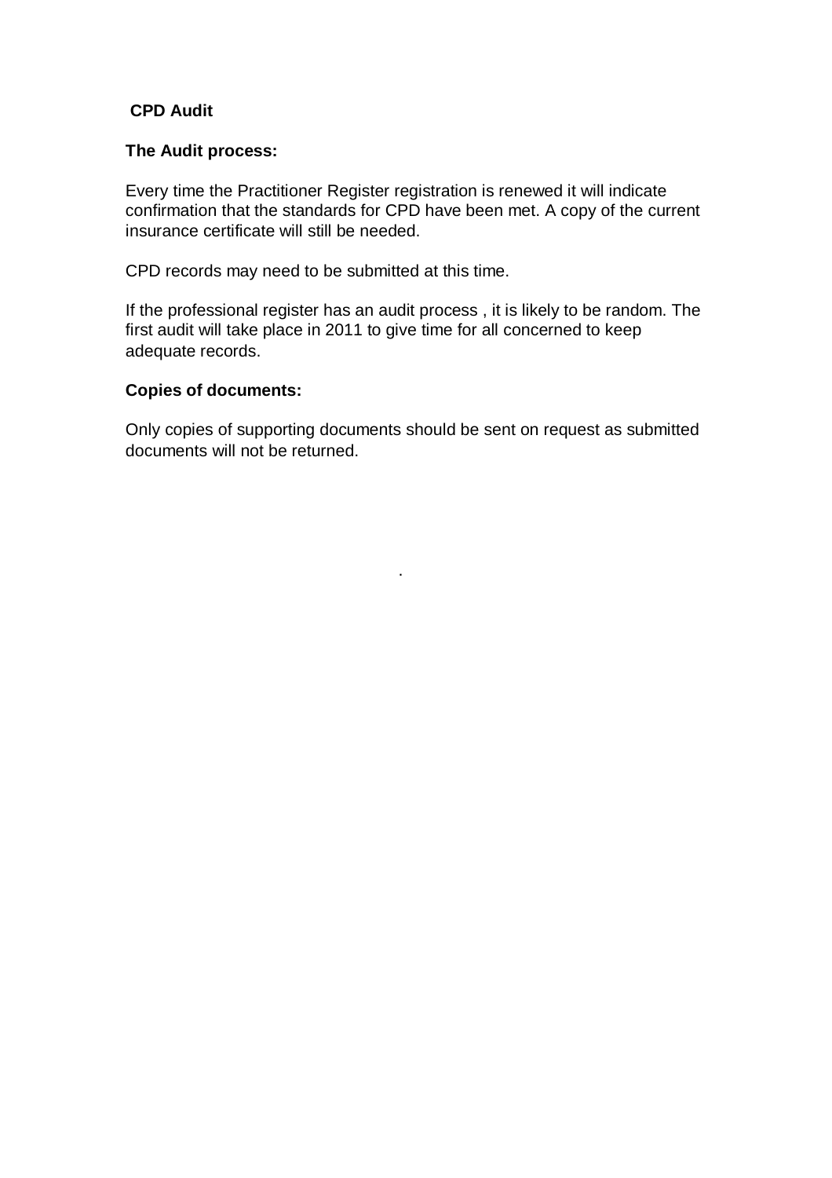## CPD Audit

### The Audit process:

Every time the Practitioner Register registration is renewed it will indicate confirmation that the standards for CPD have been met. A copy of the current insurance certificate will still be needed.

CPD records may need to be submitted at this time.

If the professional register has an audit process , it is likely to be random. The first audit will take place in 2011 to give time for all concerned to keep adequate records.

### Copies of documents:

Only copies of supporting documents should be sent on request as submitted documents will not be returned.

.